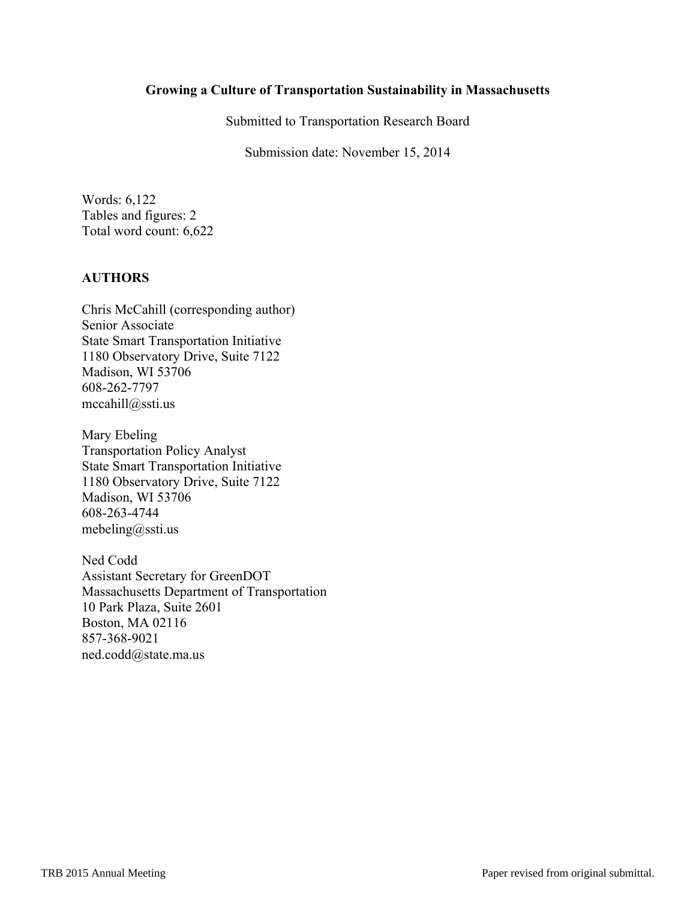**Growing a Culture of Transportation Sustainability in Massachusetts**

Submitted to Transportation Research Board

Submission date: November 15, 2014

Words: 6,122
Tables and figures: 2
Total word count: 6,622

**AUTHORS**

Chris McCahill (corresponding author)
Senior Associate
State Smart Transportation Initiative
1180 Observatory Drive, Suite 7122
Madison, WI 53706
608-262-7797
mccahill@ssti.us

Mary Ebeling
Transportation Policy Analyst
State Smart Transportation Initiative
1180 Observatory Drive, Suite 7122
Madison, WI 53706
608-263-4744
mebeling@ssti.us

Ned Codd
Assistant Secretary for GreenDOT
Massachusetts Department of Transportation
10 Park Plaza, Suite 2601
Boston, MA 02116
857-368-9021
ned.codd@state.ma.us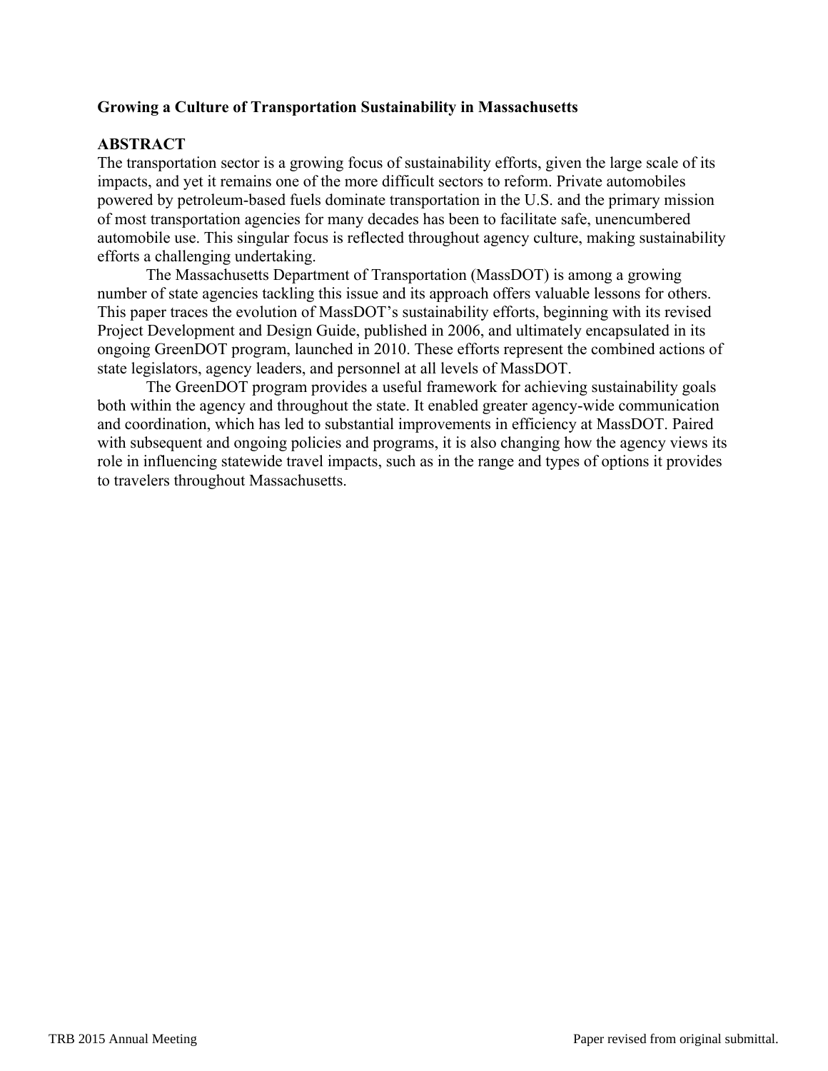**Growing a Culture of Transportation Sustainability in Massachusetts**

## ABSTRACT

The transportation sector is a growing focus of sustainability efforts, given the large scale of its impacts, and yet it remains one of the more difficult sectors to reform. Private automobiles powered by petroleum-based fuels dominate transportation in the U.S. and the primary mission of most transportation agencies for many decades has been to facilitate safe, unencumbered automobile use. This singular focus is reflected throughout agency culture, making sustainability efforts a challenging undertaking.

The Massachusetts Department of Transportation (MassDOT) is among a growing number of state agencies tackling this issue and its approach offers valuable lessons for others. This paper traces the evolution of MassDOT's sustainability efforts, beginning with its revised Project Development and Design Guide, published in 2006, and ultimately encapsulated in its ongoing GreenDOT program, launched in 2010. These efforts represent the combined actions of state legislators, agency leaders, and personnel at all levels of MassDOT.

The GreenDOT program provides a useful framework for achieving sustainability goals both within the agency and throughout the state. It enabled greater agency-wide communication and coordination, which has led to substantial improvements in efficiency at MassDOT. Paired with subsequent and ongoing policies and programs, it is also changing how the agency views its role in influencing statewide travel impacts, such as in the range and types of options it provides to travelers throughout Massachusetts.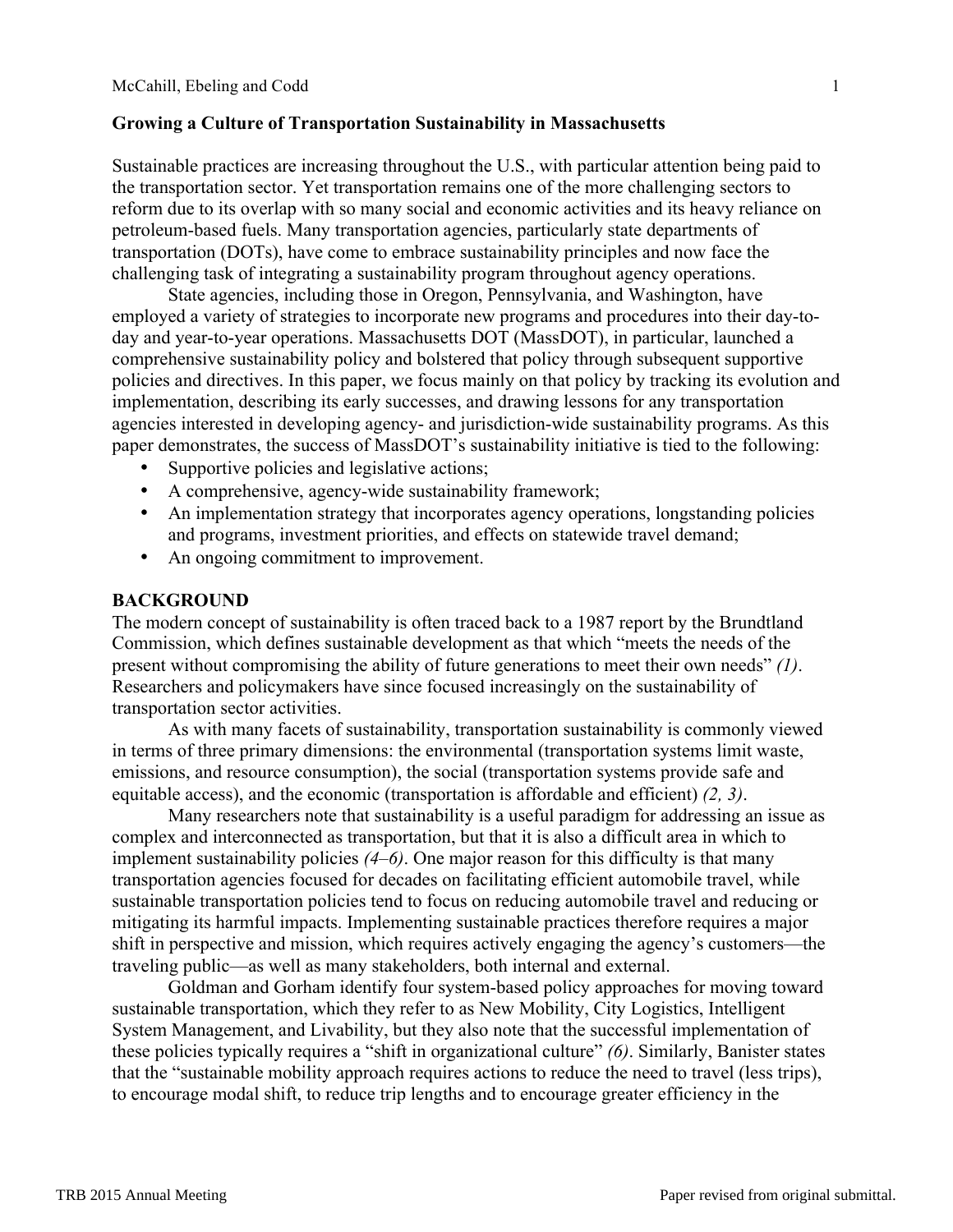## Growing a Culture of Transportation Sustainability in Massachusetts

Sustainable practices are increasing throughout the U.S., with particular attention being paid to the transportation sector. Yet transportation remains one of the more challenging sectors to reform due to its overlap with so many social and economic activities and its heavy reliance on petroleum-based fuels. Many transportation agencies, particularly state departments of transportation (DOTs), have come to embrace sustainability principles and now face the challenging task of integrating a sustainability program throughout agency operations.

State agencies, including those in Oregon, Pennsylvania, and Washington, have employed a variety of strategies to incorporate new programs and procedures into their day-to-day and year-to-year operations. Massachusetts DOT (MassDOT), in particular, launched a comprehensive sustainability policy and bolstered that policy through subsequent supportive policies and directives. In this paper, we focus mainly on that policy by tracking its evolution and implementation, describing its early successes, and drawing lessons for any transportation agencies interested in developing agency- and jurisdiction-wide sustainability programs. As this paper demonstrates, the success of MassDOT's sustainability initiative is tied to the following:

- Supportive policies and legislative actions;
- A comprehensive, agency-wide sustainability framework;
- An implementation strategy that incorporates agency operations, longstanding policies and programs, investment priorities, and effects on statewide travel demand;
- An ongoing commitment to improvement.

## BACKGROUND

The modern concept of sustainability is often traced back to a 1987 report by the Brundtland Commission, which defines sustainable development as that which "meets the needs of the present without compromising the ability of future generations to meet their own needs" *(1)*. Researchers and policymakers have since focused increasingly on the sustainability of transportation sector activities.

As with many facets of sustainability, transportation sustainability is commonly viewed in terms of three primary dimensions: the environmental (transportation systems limit waste, emissions, and resource consumption), the social (transportation systems provide safe and equitable access), and the economic (transportation is affordable and efficient) *(2, 3)*.

Many researchers note that sustainability is a useful paradigm for addressing an issue as complex and interconnected as transportation, but that it is also a difficult area in which to implement sustainability policies *(4–6)*. One major reason for this difficulty is that many transportation agencies focused for decades on facilitating efficient automobile travel, while sustainable transportation policies tend to focus on reducing automobile travel and reducing or mitigating its harmful impacts. Implementing sustainable practices therefore requires a major shift in perspective and mission, which requires actively engaging the agency's customers—the traveling public—as well as many stakeholders, both internal and external.

Goldman and Gorham identify four system-based policy approaches for moving toward sustainable transportation, which they refer to as New Mobility, City Logistics, Intelligent System Management, and Livability, but they also note that the successful implementation of these policies typically requires a "shift in organizational culture" *(6)*. Similarly, Banister states that the "sustainable mobility approach requires actions to reduce the need to travel (less trips), to encourage modal shift, to reduce trip lengths and to encourage greater efficiency in the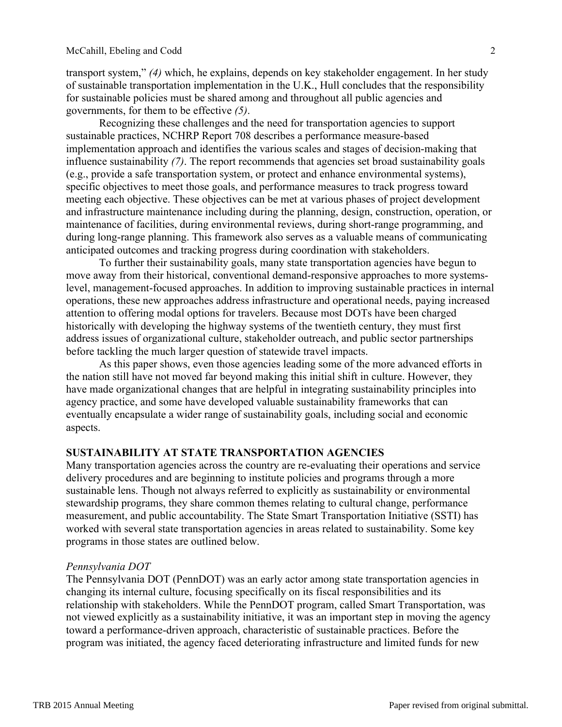transport system," *(4)* which, he explains, depends on key stakeholder engagement. In her study of sustainable transportation implementation in the U.K., Hull concludes that the responsibility for sustainable policies must be shared among and throughout all public agencies and governments, for them to be effective *(5)*.

Recognizing these challenges and the need for transportation agencies to support sustainable practices, NCHRP Report 708 describes a performance measure-based implementation approach and identifies the various scales and stages of decision-making that influence sustainability *(7)*. The report recommends that agencies set broad sustainability goals (e.g., provide a safe transportation system, or protect and enhance environmental systems), specific objectives to meet those goals, and performance measures to track progress toward meeting each objective. These objectives can be met at various phases of project development and infrastructure maintenance including during the planning, design, construction, operation, or maintenance of facilities, during environmental reviews, during short-range programming, and during long-range planning. This framework also serves as a valuable means of communicating anticipated outcomes and tracking progress during coordination with stakeholders.

To further their sustainability goals, many state transportation agencies have begun to move away from their historical, conventional demand-responsive approaches to more systems-level, management-focused approaches. In addition to improving sustainable practices in internal operations, these new approaches address infrastructure and operational needs, paying increased attention to offering modal options for travelers. Because most DOTs have been charged historically with developing the highway systems of the twentieth century, they must first address issues of organizational culture, stakeholder outreach, and public sector partnerships before tackling the much larger question of statewide travel impacts.

As this paper shows, even those agencies leading some of the more advanced efforts in the nation still have not moved far beyond making this initial shift in culture. However, they have made organizational changes that are helpful in integrating sustainability principles into agency practice, and some have developed valuable sustainability frameworks that can eventually encapsulate a wider range of sustainability goals, including social and economic aspects.

## SUSTAINABILITY AT STATE TRANSPORTATION AGENCIES

Many transportation agencies across the country are re-evaluating their operations and service delivery procedures and are beginning to institute policies and programs through a more sustainable lens. Though not always referred to explicitly as sustainability or environmental stewardship programs, they share common themes relating to cultural change, performance measurement, and public accountability. The State Smart Transportation Initiative (SSTI) has worked with several state transportation agencies in areas related to sustainability. Some key programs in those states are outlined below.

### *Pennsylvania DOT*

The Pennsylvania DOT (PennDOT) was an early actor among state transportation agencies in changing its internal culture, focusing specifically on its fiscal responsibilities and its relationship with stakeholders. While the PennDOT program, called Smart Transportation, was not viewed explicitly as a sustainability initiative, it was an important step in moving the agency toward a performance-driven approach, characteristic of sustainable practices. Before the program was initiated, the agency faced deteriorating infrastructure and limited funds for new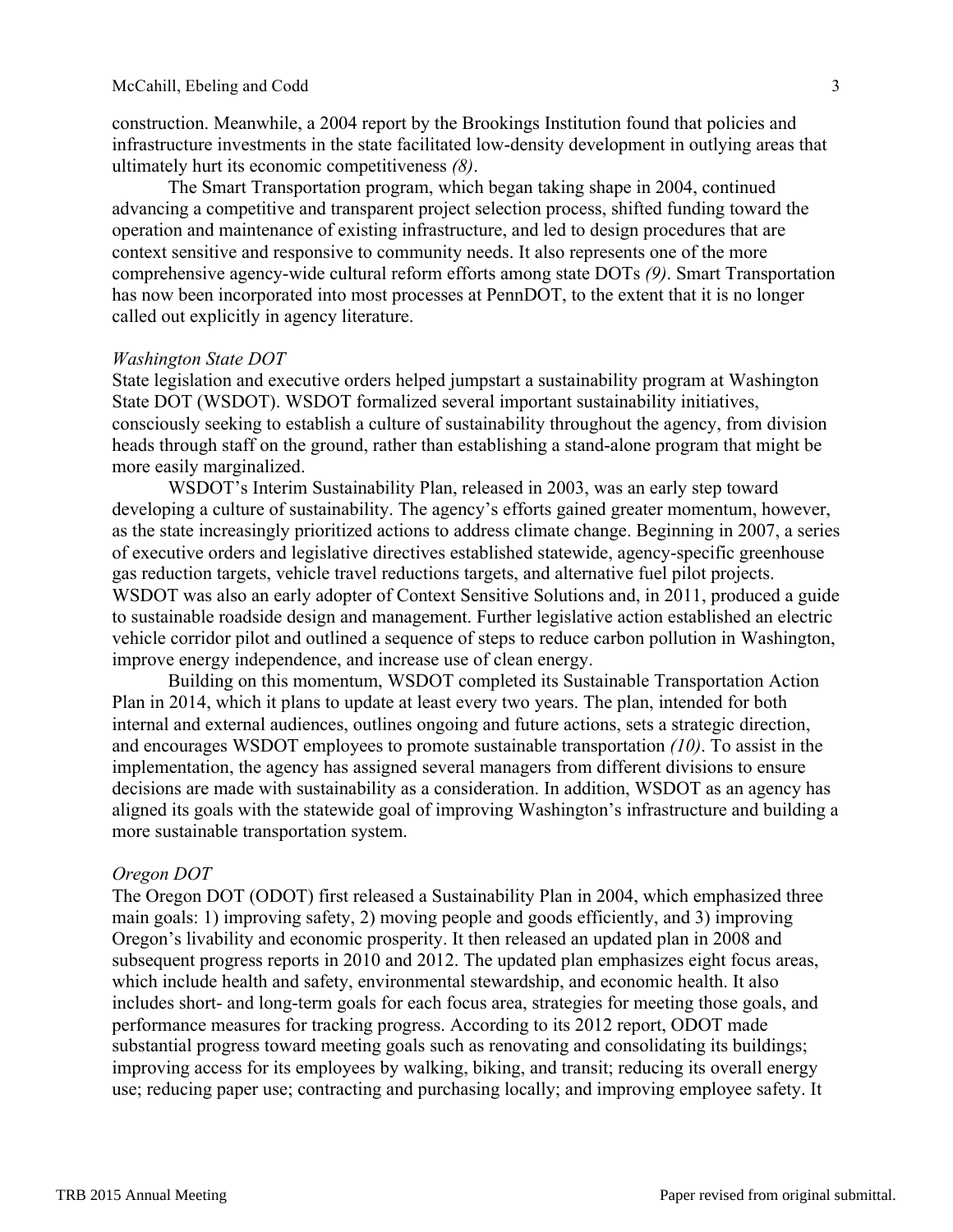construction. Meanwhile, a 2004 report by the Brookings Institution found that policies and infrastructure investments in the state facilitated low-density development in outlying areas that ultimately hurt its economic competitiveness *(8)*.

The Smart Transportation program, which began taking shape in 2004, continued advancing a competitive and transparent project selection process, shifted funding toward the operation and maintenance of existing infrastructure, and led to design procedures that are context sensitive and responsive to community needs. It also represents one of the more comprehensive agency-wide cultural reform efforts among state DOTs *(9)*. Smart Transportation has now been incorporated into most processes at PennDOT, to the extent that it is no longer called out explicitly in agency literature.

*Washington State DOT*

State legislation and executive orders helped jumpstart a sustainability program at Washington State DOT (WSDOT). WSDOT formalized several important sustainability initiatives, consciously seeking to establish a culture of sustainability throughout the agency, from division heads through staff on the ground, rather than establishing a stand-alone program that might be more easily marginalized.

WSDOT's Interim Sustainability Plan, released in 2003, was an early step toward developing a culture of sustainability. The agency's efforts gained greater momentum, however, as the state increasingly prioritized actions to address climate change. Beginning in 2007, a series of executive orders and legislative directives established statewide, agency-specific greenhouse gas reduction targets, vehicle travel reductions targets, and alternative fuel pilot projects. WSDOT was also an early adopter of Context Sensitive Solutions and, in 2011, produced a guide to sustainable roadside design and management. Further legislative action established an electric vehicle corridor pilot and outlined a sequence of steps to reduce carbon pollution in Washington, improve energy independence, and increase use of clean energy.

Building on this momentum, WSDOT completed its Sustainable Transportation Action Plan in 2014, which it plans to update at least every two years. The plan, intended for both internal and external audiences, outlines ongoing and future actions, sets a strategic direction, and encourages WSDOT employees to promote sustainable transportation *(10)*. To assist in the implementation, the agency has assigned several managers from different divisions to ensure decisions are made with sustainability as a consideration. In addition, WSDOT as an agency has aligned its goals with the statewide goal of improving Washington's infrastructure and building a more sustainable transportation system.

*Oregon DOT*

The Oregon DOT (ODOT) first released a Sustainability Plan in 2004, which emphasized three main goals: 1) improving safety, 2) moving people and goods efficiently, and 3) improving Oregon's livability and economic prosperity. It then released an updated plan in 2008 and subsequent progress reports in 2010 and 2012. The updated plan emphasizes eight focus areas, which include health and safety, environmental stewardship, and economic health. It also includes short- and long-term goals for each focus area, strategies for meeting those goals, and performance measures for tracking progress. According to its 2012 report, ODOT made substantial progress toward meeting goals such as renovating and consolidating its buildings; improving access for its employees by walking, biking, and transit; reducing its overall energy use; reducing paper use; contracting and purchasing locally; and improving employee safety. It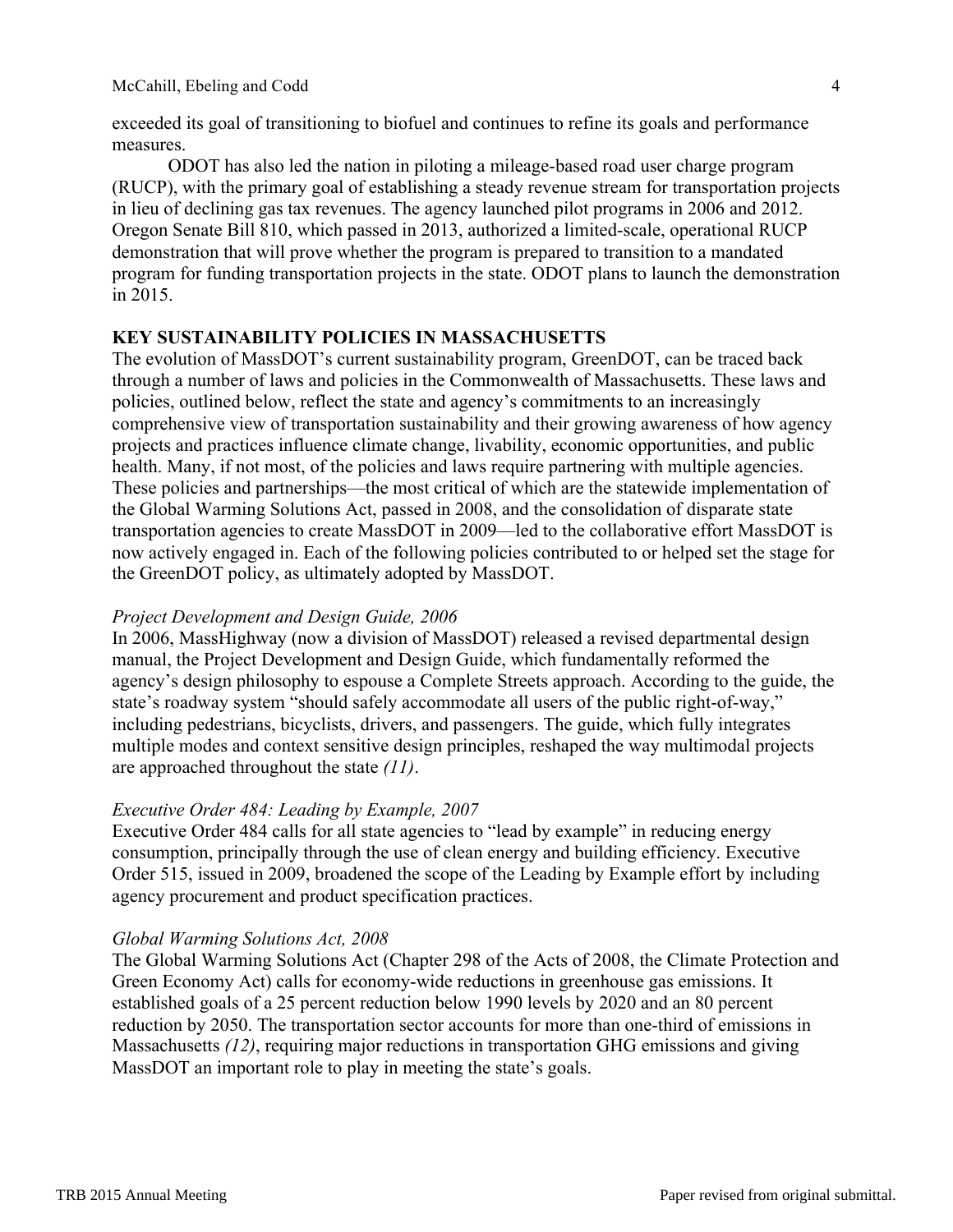exceeded its goal of transitioning to biofuel and continues to refine its goals and performance measures.

ODOT has also led the nation in piloting a mileage-based road user charge program (RUCP), with the primary goal of establishing a steady revenue stream for transportation projects in lieu of declining gas tax revenues. The agency launched pilot programs in 2006 and 2012. Oregon Senate Bill 810, which passed in 2013, authorized a limited-scale, operational RUCP demonstration that will prove whether the program is prepared to transition to a mandated program for funding transportation projects in the state. ODOT plans to launch the demonstration in 2015.

## KEY SUSTAINABILITY POLICIES IN MASSACHUSETTS

The evolution of MassDOT's current sustainability program, GreenDOT, can be traced back through a number of laws and policies in the Commonwealth of Massachusetts. These laws and policies, outlined below, reflect the state and agency's commitments to an increasingly comprehensive view of transportation sustainability and their growing awareness of how agency projects and practices influence climate change, livability, economic opportunities, and public health. Many, if not most, of the policies and laws require partnering with multiple agencies. These policies and partnerships—the most critical of which are the statewide implementation of the Global Warming Solutions Act, passed in 2008, and the consolidation of disparate state transportation agencies to create MassDOT in 2009—led to the collaborative effort MassDOT is now actively engaged in. Each of the following policies contributed to or helped set the stage for the GreenDOT policy, as ultimately adopted by MassDOT.

### *Project Development and Design Guide, 2006*

In 2006, MassHighway (now a division of MassDOT) released a revised departmental design manual, the Project Development and Design Guide, which fundamentally reformed the agency's design philosophy to espouse a Complete Streets approach. According to the guide, the state's roadway system "should safely accommodate all users of the public right-of-way," including pedestrians, bicyclists, drivers, and passengers. The guide, which fully integrates multiple modes and context sensitive design principles, reshaped the way multimodal projects are approached throughout the state *(11)*.

### *Executive Order 484: Leading by Example, 2007*

Executive Order 484 calls for all state agencies to "lead by example" in reducing energy consumption, principally through the use of clean energy and building efficiency. Executive Order 515, issued in 2009, broadened the scope of the Leading by Example effort by including agency procurement and product specification practices.

### *Global Warming Solutions Act, 2008*

The Global Warming Solutions Act (Chapter 298 of the Acts of 2008, the Climate Protection and Green Economy Act) calls for economy-wide reductions in greenhouse gas emissions. It established goals of a 25 percent reduction below 1990 levels by 2020 and an 80 percent reduction by 2050. The transportation sector accounts for more than one-third of emissions in Massachusetts *(12)*, requiring major reductions in transportation GHG emissions and giving MassDOT an important role to play in meeting the state's goals.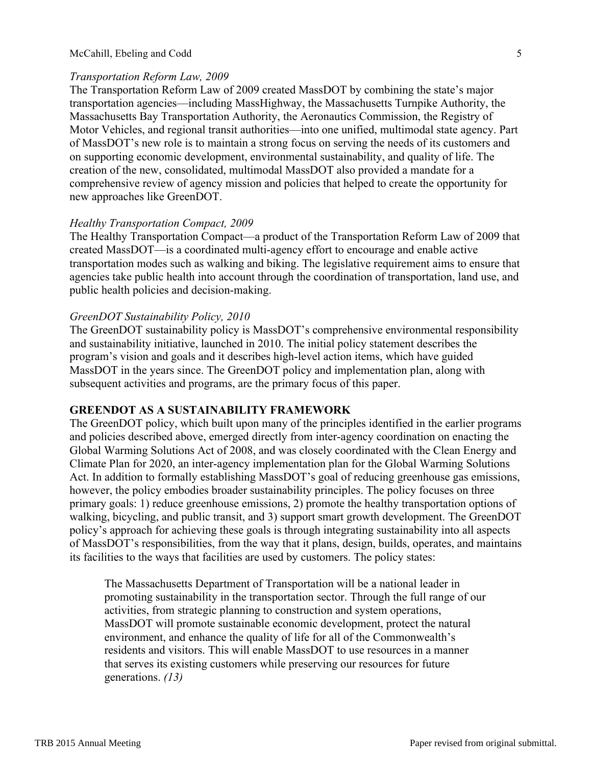*Transportation Reform Law, 2009*

The Transportation Reform Law of 2009 created MassDOT by combining the state's major transportation agencies—including MassHighway, the Massachusetts Turnpike Authority, the Massachusetts Bay Transportation Authority, the Aeronautics Commission, the Registry of Motor Vehicles, and regional transit authorities—into one unified, multimodal state agency. Part of MassDOT's new role is to maintain a strong focus on serving the needs of its customers and on supporting economic development, environmental sustainability, and quality of life. The creation of the new, consolidated, multimodal MassDOT also provided a mandate for a comprehensive review of agency mission and policies that helped to create the opportunity for new approaches like GreenDOT.

*Healthy Transportation Compact, 2009*

The Healthy Transportation Compact—a product of the Transportation Reform Law of 2009 that created MassDOT—is a coordinated multi-agency effort to encourage and enable active transportation modes such as walking and biking. The legislative requirement aims to ensure that agencies take public health into account through the coordination of transportation, land use, and public health policies and decision-making.

*GreenDOT Sustainability Policy, 2010*

The GreenDOT sustainability policy is MassDOT's comprehensive environmental responsibility and sustainability initiative, launched in 2010. The initial policy statement describes the program's vision and goals and it describes high-level action items, which have guided MassDOT in the years since. The GreenDOT policy and implementation plan, along with subsequent activities and programs, are the primary focus of this paper.

## GREENDOT AS A SUSTAINABILITY FRAMEWORK

The GreenDOT policy, which built upon many of the principles identified in the earlier programs and policies described above, emerged directly from inter-agency coordination on enacting the Global Warming Solutions Act of 2008, and was closely coordinated with the Clean Energy and Climate Plan for 2020, an inter-agency implementation plan for the Global Warming Solutions Act. In addition to formally establishing MassDOT's goal of reducing greenhouse gas emissions, however, the policy embodies broader sustainability principles. The policy focuses on three primary goals: 1) reduce greenhouse emissions, 2) promote the healthy transportation options of walking, bicycling, and public transit, and 3) support smart growth development. The GreenDOT policy's approach for achieving these goals is through integrating sustainability into all aspects of MassDOT's responsibilities, from the way that it plans, design, builds, operates, and maintains its facilities to the ways that facilities are used by customers. The policy states:

> The Massachusetts Department of Transportation will be a national leader in promoting sustainability in the transportation sector. Through the full range of our activities, from strategic planning to construction and system operations, MassDOT will promote sustainable economic development, protect the natural environment, and enhance the quality of life for all of the Commonwealth's residents and visitors. This will enable MassDOT to use resources in a manner that serves its existing customers while preserving our resources for future generations. *(13)*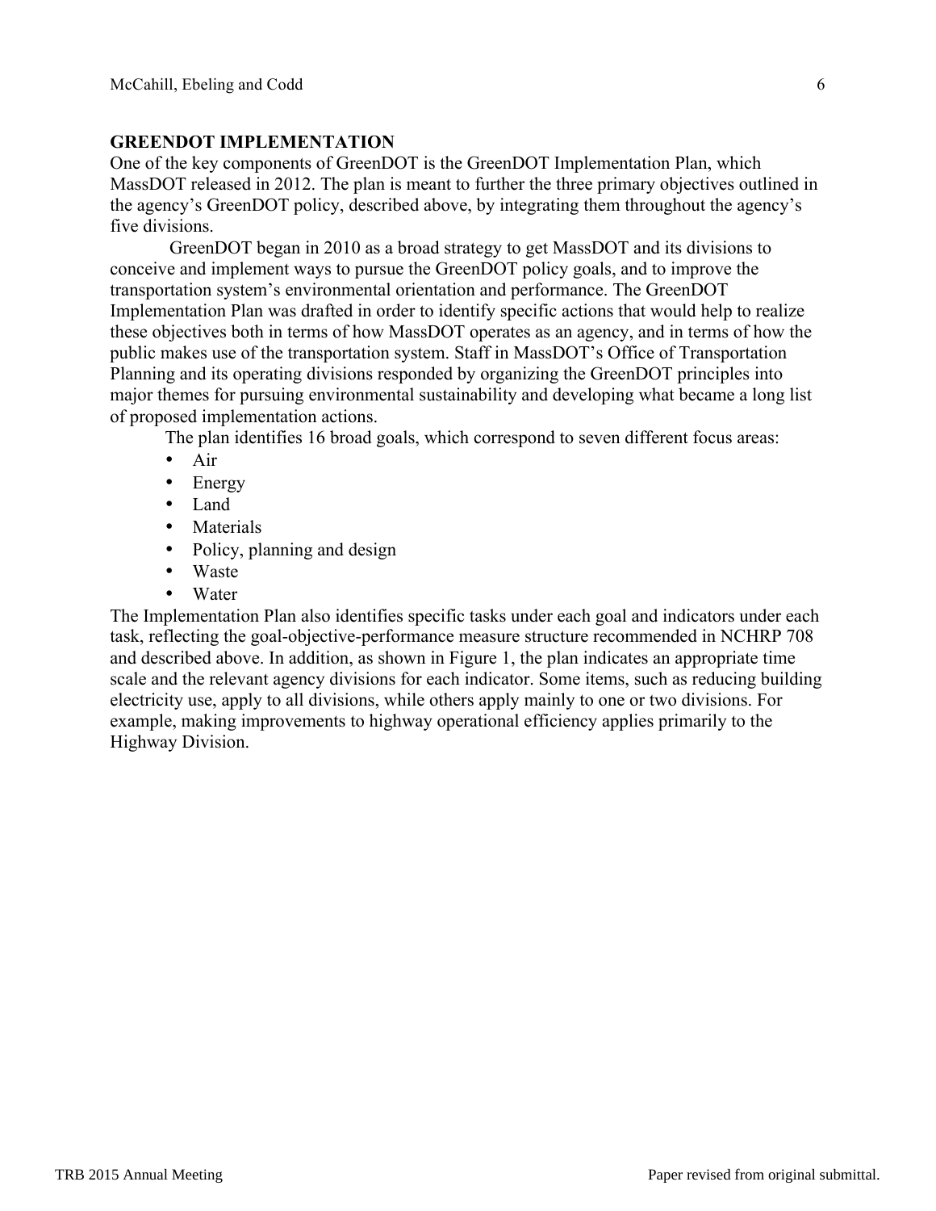## GREENDOT IMPLEMENTATION

One of the key components of GreenDOT is the GreenDOT Implementation Plan, which MassDOT released in 2012. The plan is meant to further the three primary objectives outlined in the agency's GreenDOT policy, described above, by integrating them throughout the agency's five divisions.

GreenDOT began in 2010 as a broad strategy to get MassDOT and its divisions to conceive and implement ways to pursue the GreenDOT policy goals, and to improve the transportation system's environmental orientation and performance. The GreenDOT Implementation Plan was drafted in order to identify specific actions that would help to realize these objectives both in terms of how MassDOT operates as an agency, and in terms of how the public makes use of the transportation system. Staff in MassDOT's Office of Transportation Planning and its operating divisions responded by organizing the GreenDOT principles into major themes for pursuing environmental sustainability and developing what became a long list of proposed implementation actions.

The plan identifies 16 broad goals, which correspond to seven different focus areas:

- Air
- Energy
- Land
- Materials
- Policy, planning and design
- Waste
- Water

The Implementation Plan also identifies specific tasks under each goal and indicators under each task, reflecting the goal-objective-performance measure structure recommended in NCHRP 708 and described above. In addition, as shown in Figure 1, the plan indicates an appropriate time scale and the relevant agency divisions for each indicator. Some items, such as reducing building electricity use, apply to all divisions, while others apply mainly to one or two divisions. For example, making improvements to highway operational efficiency applies primarily to the Highway Division.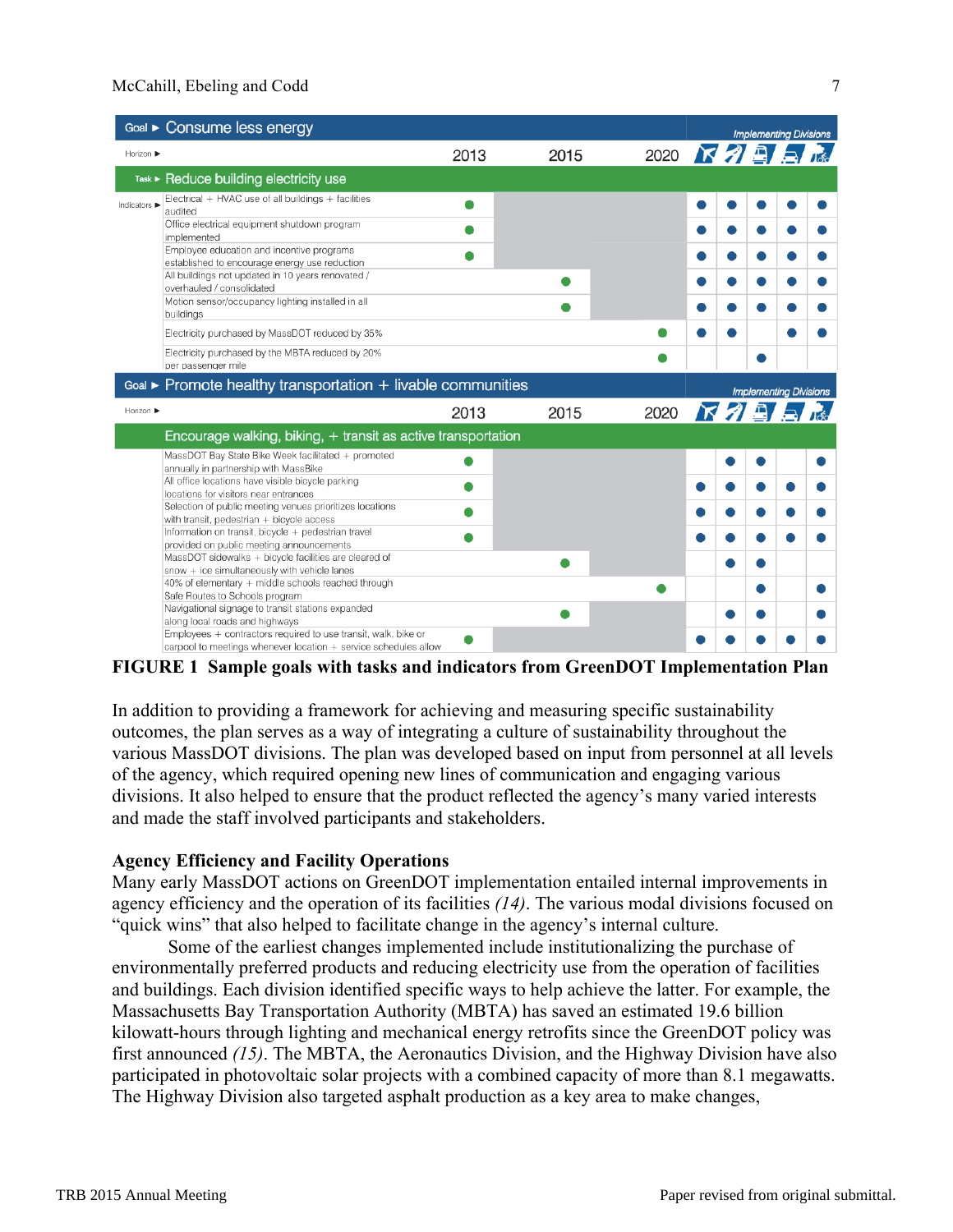| Goal ► Consume less energy | | | | Implementing Divisions | | | | |
|---|---|---|---|---|---|---|---|---|
| Horizon ► | 2013 | 2015 | 2020 | | | | | |
| Task ► Reduce building electricity use | | | | | | | | |
| Indicators ► Electrical + HVAC use of all buildings + facilities audited | ● | | | ● | ● | ● | ● | ● |
| Office electrical equipment shutdown program implemented | ● | | | ● | ● | ● | ● | ● |
| Employee education and incentive programs established to encourage energy use reduction | ● | | | ● | ● | ● | ● | ● |
| All buildings not updated in 10 years renovated / overhauled / consolidated | | ● | | ● | ● | ● | ● | ● |
| Motion sensor/occupancy lighting installed in all buildings | | ● | | ● | ● | ● | ● | ● |
| Electricity purchased by MassDOT reduced by 35% | | | ● | ● | ● | | ● | ● |
| Electricity purchased by the MBTA reduced by 20% per passenger mile | | | ● | | | ● | | |

| Goal ► Promote healthy transportation + livable communities | | | | Implementing Divisions | | | | |
|---|---|---|---|---|---|---|---|---|
| Horizon ► | 2013 | 2015 | 2020 | | | | | |
| Encourage walking, biking, + transit as active transportation | | | | | | | | |
| MassDOT Bay State Bike Week facilitated + promoted annually in partnership with MassBike | ● | | | | ● | ● | | ● |
| All office locations have visible bicycle parking locations for visitors near entrances | ● | | | ● | ● | ● | ● | ● |
| Selection of public meeting venues prioritizes locations with transit, pedestrian + bicycle access | ● | | | ● | ● | ● | ● | ● |
| Information on transit, bicycle + pedestrian travel provided on public meeting announcements | ● | | | ● | ● | ● | ● | ● |
| MassDOT sidewalks + bicycle facilities are cleared of snow + ice simultaneously with vehicle lanes | | ● | | | ● | ● | | |
| 40% of elementary + middle schools reached through Safe Routes to Schools program | | | ● | | | ● | | ● |
| Navigational signage to transit stations expanded along local roads and highways | | ● | | | ● | ● | | ● |
| Employees + contractors required to use transit, walk, bike or carpool to meetings whenever location + service schedules allow | ● | | | ● | ● | ● | ● | ● |

**FIGURE 1 Sample goals with tasks and indicators from GreenDOT Implementation Plan**

In addition to providing a framework for achieving and measuring specific sustainability outcomes, the plan serves as a way of integrating a culture of sustainability throughout the various MassDOT divisions. The plan was developed based on input from personnel at all levels of the agency, which required opening new lines of communication and engaging various divisions. It also helped to ensure that the product reflected the agency's many varied interests and made the staff involved participants and stakeholders.

## Agency Efficiency and Facility Operations

Many early MassDOT actions on GreenDOT implementation entailed internal improvements in agency efficiency and the operation of its facilities *(14)*. The various modal divisions focused on "quick wins" that also helped to facilitate change in the agency's internal culture.

Some of the earliest changes implemented include institutionalizing the purchase of environmentally preferred products and reducing electricity use from the operation of facilities and buildings. Each division identified specific ways to help achieve the latter. For example, the Massachusetts Bay Transportation Authority (MBTA) has saved an estimated 19.6 billion kilowatt-hours through lighting and mechanical energy retrofits since the GreenDOT policy was first announced *(15)*. The MBTA, the Aeronautics Division, and the Highway Division have also participated in photovoltaic solar projects with a combined capacity of more than 8.1 megawatts. The Highway Division also targeted asphalt production as a key area to make changes,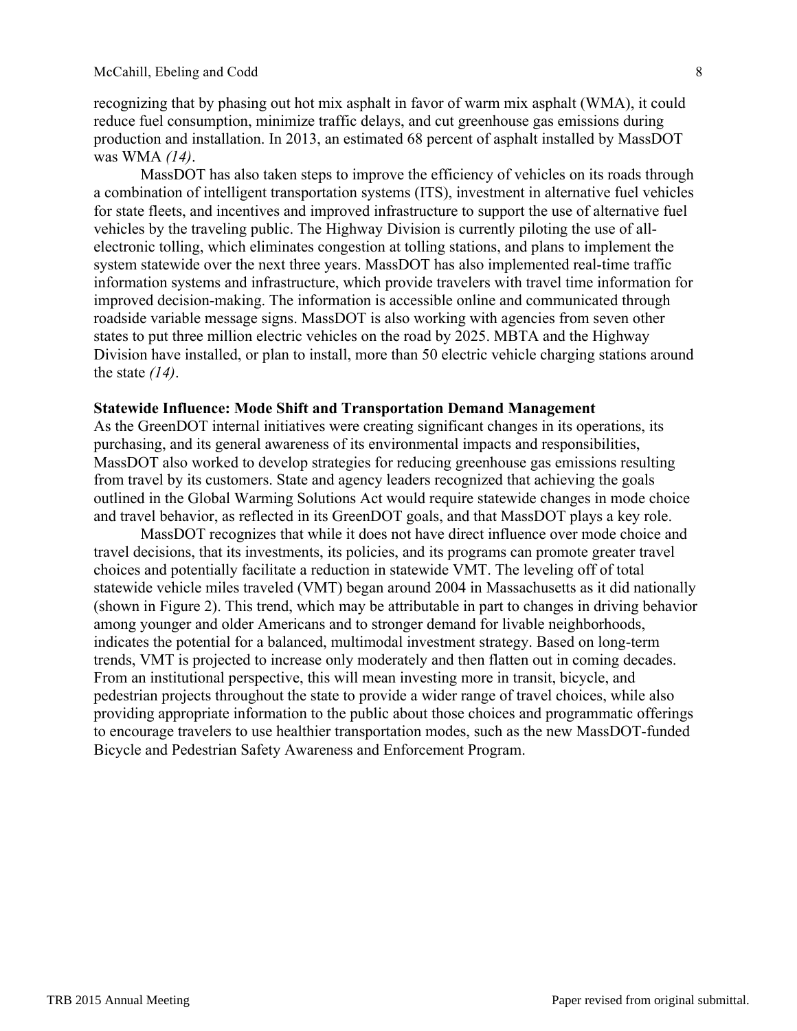recognizing that by phasing out hot mix asphalt in favor of warm mix asphalt (WMA), it could reduce fuel consumption, minimize traffic delays, and cut greenhouse gas emissions during production and installation. In 2013, an estimated 68 percent of asphalt installed by MassDOT was WMA *(14)*.

MassDOT has also taken steps to improve the efficiency of vehicles on its roads through a combination of intelligent transportation systems (ITS), investment in alternative fuel vehicles for state fleets, and incentives and improved infrastructure to support the use of alternative fuel vehicles by the traveling public. The Highway Division is currently piloting the use of all-electronic tolling, which eliminates congestion at tolling stations, and plans to implement the system statewide over the next three years. MassDOT has also implemented real-time traffic information systems and infrastructure, which provide travelers with travel time information for improved decision-making. The information is accessible online and communicated through roadside variable message signs. MassDOT is also working with agencies from seven other states to put three million electric vehicles on the road by 2025. MBTA and the Highway Division have installed, or plan to install, more than 50 electric vehicle charging stations around the state *(14)*.

**Statewide Influence: Mode Shift and Transportation Demand Management**

As the GreenDOT internal initiatives were creating significant changes in its operations, its purchasing, and its general awareness of its environmental impacts and responsibilities, MassDOT also worked to develop strategies for reducing greenhouse gas emissions resulting from travel by its customers. State and agency leaders recognized that achieving the goals outlined in the Global Warming Solutions Act would require statewide changes in mode choice and travel behavior, as reflected in its GreenDOT goals, and that MassDOT plays a key role.

MassDOT recognizes that while it does not have direct influence over mode choice and travel decisions, that its investments, its policies, and its programs can promote greater travel choices and potentially facilitate a reduction in statewide VMT. The leveling off of total statewide vehicle miles traveled (VMT) began around 2004 in Massachusetts as it did nationally (shown in Figure 2). This trend, which may be attributable in part to changes in driving behavior among younger and older Americans and to stronger demand for livable neighborhoods, indicates the potential for a balanced, multimodal investment strategy. Based on long-term trends, VMT is projected to increase only moderately and then flatten out in coming decades. From an institutional perspective, this will mean investing more in transit, bicycle, and pedestrian projects throughout the state to provide a wider range of travel choices, while also providing appropriate information to the public about those choices and programmatic offerings to encourage travelers to use healthier transportation modes, such as the new MassDOT-funded Bicycle and Pedestrian Safety Awareness and Enforcement Program.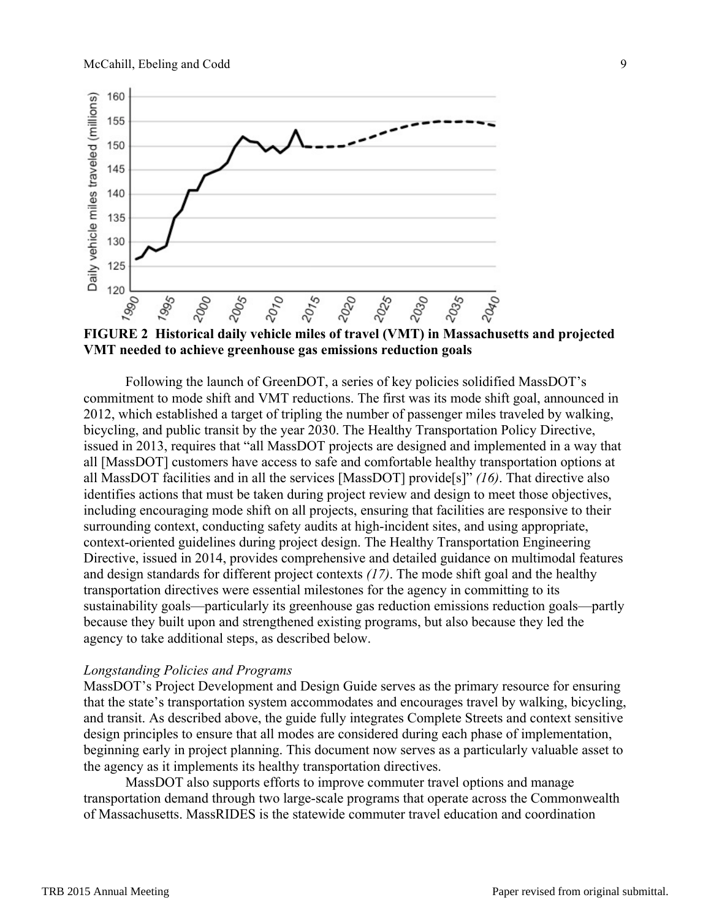**FIGURE 2 Historical daily vehicle miles of travel (VMT) in Massachusetts and projected VMT needed to achieve greenhouse gas emissions reduction goals**

Following the launch of GreenDOT, a series of key policies solidified MassDOT's commitment to mode shift and VMT reductions. The first was its mode shift goal, announced in 2012, which established a target of tripling the number of passenger miles traveled by walking, bicycling, and public transit by the year 2030. The Healthy Transportation Policy Directive, issued in 2013, requires that "all MassDOT projects are designed and implemented in a way that all [MassDOT] customers have access to safe and comfortable healthy transportation options at all MassDOT facilities and in all the services [MassDOT] provide[s]" *(16)*. That directive also identifies actions that must be taken during project review and design to meet those objectives, including encouraging mode shift on all projects, ensuring that facilities are responsive to their surrounding context, conducting safety audits at high-incident sites, and using appropriate, context-oriented guidelines during project design. The Healthy Transportation Engineering Directive, issued in 2014, provides comprehensive and detailed guidance on multimodal features and design standards for different project contexts *(17)*. The mode shift goal and the healthy transportation directives were essential milestones for the agency in committing to its sustainability goals—particularly its greenhouse gas reduction emissions reduction goals—partly because they built upon and strengthened existing programs, but also because they led the agency to take additional steps, as described below.

*Longstanding Policies and Programs*

MassDOT's Project Development and Design Guide serves as the primary resource for ensuring that the state's transportation system accommodates and encourages travel by walking, bicycling, and transit. As described above, the guide fully integrates Complete Streets and context sensitive design principles to ensure that all modes are considered during each phase of implementation, beginning early in project planning. This document now serves as a particularly valuable asset to the agency as it implements its healthy transportation directives.

MassDOT also supports efforts to improve commuter travel options and manage transportation demand through two large-scale programs that operate across the Commonwealth of Massachusetts. MassRIDES is the statewide commuter travel education and coordination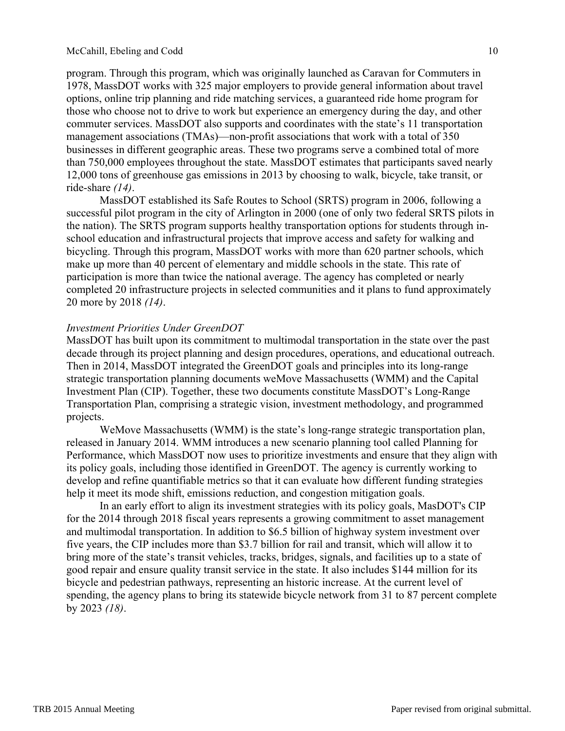program. Through this program, which was originally launched as Caravan for Commuters in 1978, MassDOT works with 325 major employers to provide general information about travel options, online trip planning and ride matching services, a guaranteed ride home program for those who choose not to drive to work but experience an emergency during the day, and other commuter services. MassDOT also supports and coordinates with the state's 11 transportation management associations (TMAs)—non-profit associations that work with a total of 350 businesses in different geographic areas. These two programs serve a combined total of more than 750,000 employees throughout the state. MassDOT estimates that participants saved nearly 12,000 tons of greenhouse gas emissions in 2013 by choosing to walk, bicycle, take transit, or ride-share *(14)*.

MassDOT established its Safe Routes to School (SRTS) program in 2006, following a successful pilot program in the city of Arlington in 2000 (one of only two federal SRTS pilots in the nation). The SRTS program supports healthy transportation options for students through in-school education and infrastructural projects that improve access and safety for walking and bicycling. Through this program, MassDOT works with more than 620 partner schools, which make up more than 40 percent of elementary and middle schools in the state. This rate of participation is more than twice the national average. The agency has completed or nearly completed 20 infrastructure projects in selected communities and it plans to fund approximately 20 more by 2018 *(14)*.

*Investment Priorities Under GreenDOT*

MassDOT has built upon its commitment to multimodal transportation in the state over the past decade through its project planning and design procedures, operations, and educational outreach. Then in 2014, MassDOT integrated the GreenDOT goals and principles into its long-range strategic transportation planning documents weMove Massachusetts (WMM) and the Capital Investment Plan (CIP). Together, these two documents constitute MassDOT's Long-Range Transportation Plan, comprising a strategic vision, investment methodology, and programmed projects.

WeMove Massachusetts (WMM) is the state's long-range strategic transportation plan, released in January 2014. WMM introduces a new scenario planning tool called Planning for Performance, which MassDOT now uses to prioritize investments and ensure that they align with its policy goals, including those identified in GreenDOT. The agency is currently working to develop and refine quantifiable metrics so that it can evaluate how different funding strategies help it meet its mode shift, emissions reduction, and congestion mitigation goals.

In an early effort to align its investment strategies with its policy goals, MasDOT's CIP for the 2014 through 2018 fiscal years represents a growing commitment to asset management and multimodal transportation. In addition to $6.5 billion of highway system investment over five years, the CIP includes more than $3.7 billion for rail and transit, which will allow it to bring more of the state's transit vehicles, tracks, bridges, signals, and facilities up to a state of good repair and ensure quality transit service in the state. It also includes $144 million for its bicycle and pedestrian pathways, representing an historic increase. At the current level of spending, the agency plans to bring its statewide bicycle network from 31 to 87 percent complete by 2023 *(18)*.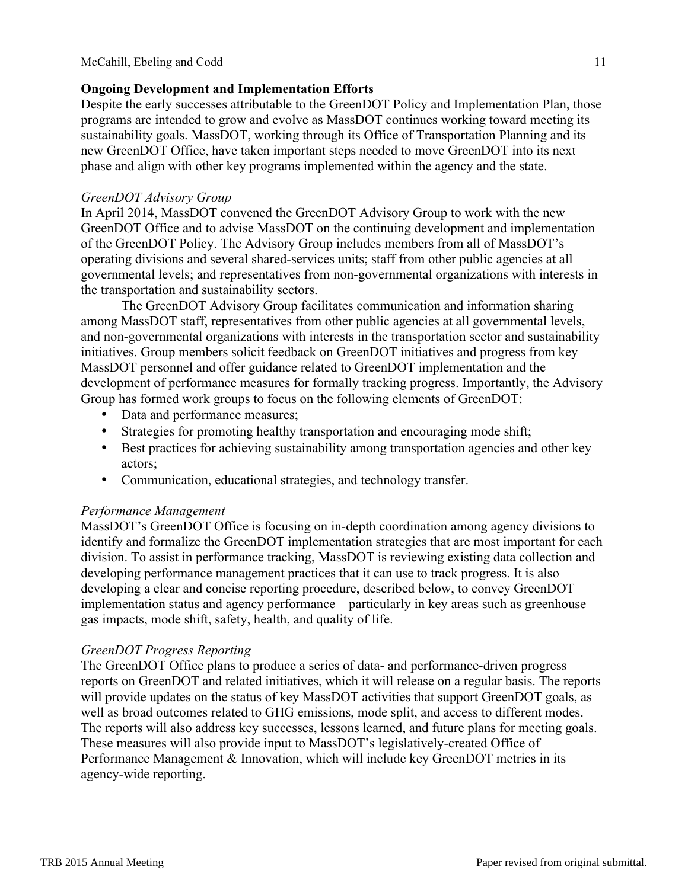## Ongoing Development and Implementation Efforts

Despite the early successes attributable to the GreenDOT Policy and Implementation Plan, those programs are intended to grow and evolve as MassDOT continues working toward meeting its sustainability goals. MassDOT, working through its Office of Transportation Planning and its new GreenDOT Office, have taken important steps needed to move GreenDOT into its next phase and align with other key programs implemented within the agency and the state.

### *GreenDOT Advisory Group*

In April 2014, MassDOT convened the GreenDOT Advisory Group to work with the new GreenDOT Office and to advise MassDOT on the continuing development and implementation of the GreenDOT Policy. The Advisory Group includes members from all of MassDOT's operating divisions and several shared-services units; staff from other public agencies at all governmental levels; and representatives from non-governmental organizations with interests in the transportation and sustainability sectors.

The GreenDOT Advisory Group facilitates communication and information sharing among MassDOT staff, representatives from other public agencies at all governmental levels, and non-governmental organizations with interests in the transportation sector and sustainability initiatives. Group members solicit feedback on GreenDOT initiatives and progress from key MassDOT personnel and offer guidance related to GreenDOT implementation and the development of performance measures for formally tracking progress. Importantly, the Advisory Group has formed work groups to focus on the following elements of GreenDOT:

- Data and performance measures;
- Strategies for promoting healthy transportation and encouraging mode shift;
- Best practices for achieving sustainability among transportation agencies and other key actors;
- Communication, educational strategies, and technology transfer.

### *Performance Management*

MassDOT's GreenDOT Office is focusing on in-depth coordination among agency divisions to identify and formalize the GreenDOT implementation strategies that are most important for each division. To assist in performance tracking, MassDOT is reviewing existing data collection and developing performance management practices that it can use to track progress. It is also developing a clear and concise reporting procedure, described below, to convey GreenDOT implementation status and agency performance—particularly in key areas such as greenhouse gas impacts, mode shift, safety, health, and quality of life.

### *GreenDOT Progress Reporting*

The GreenDOT Office plans to produce a series of data- and performance-driven progress reports on GreenDOT and related initiatives, which it will release on a regular basis. The reports will provide updates on the status of key MassDOT activities that support GreenDOT goals, as well as broad outcomes related to GHG emissions, mode split, and access to different modes. The reports will also address key successes, lessons learned, and future plans for meeting goals. These measures will also provide input to MassDOT's legislatively-created Office of Performance Management & Innovation, which will include key GreenDOT metrics in its agency-wide reporting.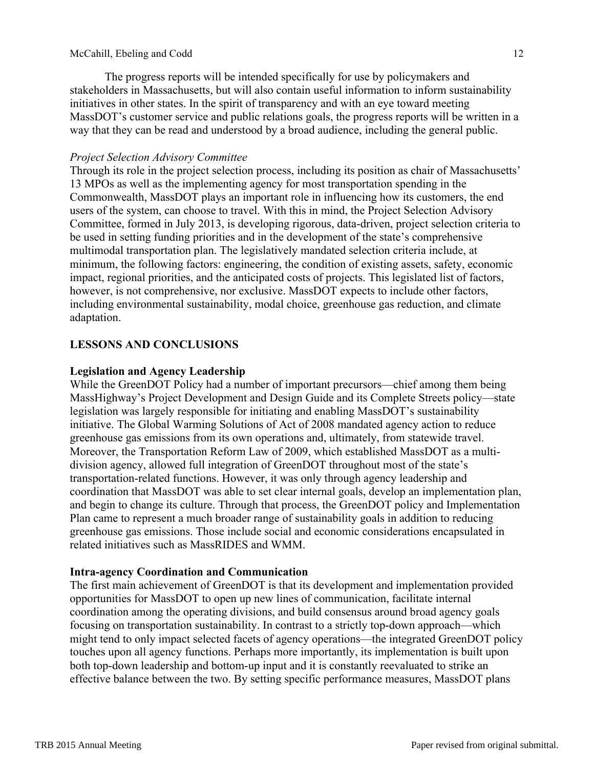The progress reports will be intended specifically for use by policymakers and stakeholders in Massachusetts, but will also contain useful information to inform sustainability initiatives in other states. In the spirit of transparency and with an eye toward meeting MassDOT's customer service and public relations goals, the progress reports will be written in a way that they can be read and understood by a broad audience, including the general public.

*Project Selection Advisory Committee*

Through its role in the project selection process, including its position as chair of Massachusetts' 13 MPOs as well as the implementing agency for most transportation spending in the Commonwealth, MassDOT plays an important role in influencing how its customers, the end users of the system, can choose to travel. With this in mind, the Project Selection Advisory Committee, formed in July 2013, is developing rigorous, data-driven, project selection criteria to be used in setting funding priorities and in the development of the state's comprehensive multimodal transportation plan. The legislatively mandated selection criteria include, at minimum, the following factors: engineering, the condition of existing assets, safety, economic impact, regional priorities, and the anticipated costs of projects. This legislated list of factors, however, is not comprehensive, nor exclusive. MassDOT expects to include other factors, including environmental sustainability, modal choice, greenhouse gas reduction, and climate adaptation.

## LESSONS AND CONCLUSIONS

### Legislation and Agency Leadership

While the GreenDOT Policy had a number of important precursors—chief among them being MassHighway's Project Development and Design Guide and its Complete Streets policy—state legislation was largely responsible for initiating and enabling MassDOT's sustainability initiative. The Global Warming Solutions of Act of 2008 mandated agency action to reduce greenhouse gas emissions from its own operations and, ultimately, from statewide travel. Moreover, the Transportation Reform Law of 2009, which established MassDOT as a multi-division agency, allowed full integration of GreenDOT throughout most of the state's transportation-related functions. However, it was only through agency leadership and coordination that MassDOT was able to set clear internal goals, develop an implementation plan, and begin to change its culture. Through that process, the GreenDOT policy and Implementation Plan came to represent a much broader range of sustainability goals in addition to reducing greenhouse gas emissions. Those include social and economic considerations encapsulated in related initiatives such as MassRIDES and WMM.

### Intra-agency Coordination and Communication

The first main achievement of GreenDOT is that its development and implementation provided opportunities for MassDOT to open up new lines of communication, facilitate internal coordination among the operating divisions, and build consensus around broad agency goals focusing on transportation sustainability. In contrast to a strictly top-down approach—which might tend to only impact selected facets of agency operations—the integrated GreenDOT policy touches upon all agency functions. Perhaps more importantly, its implementation is built upon both top-down leadership and bottom-up input and it is constantly reevaluated to strike an effective balance between the two. By setting specific performance measures, MassDOT plans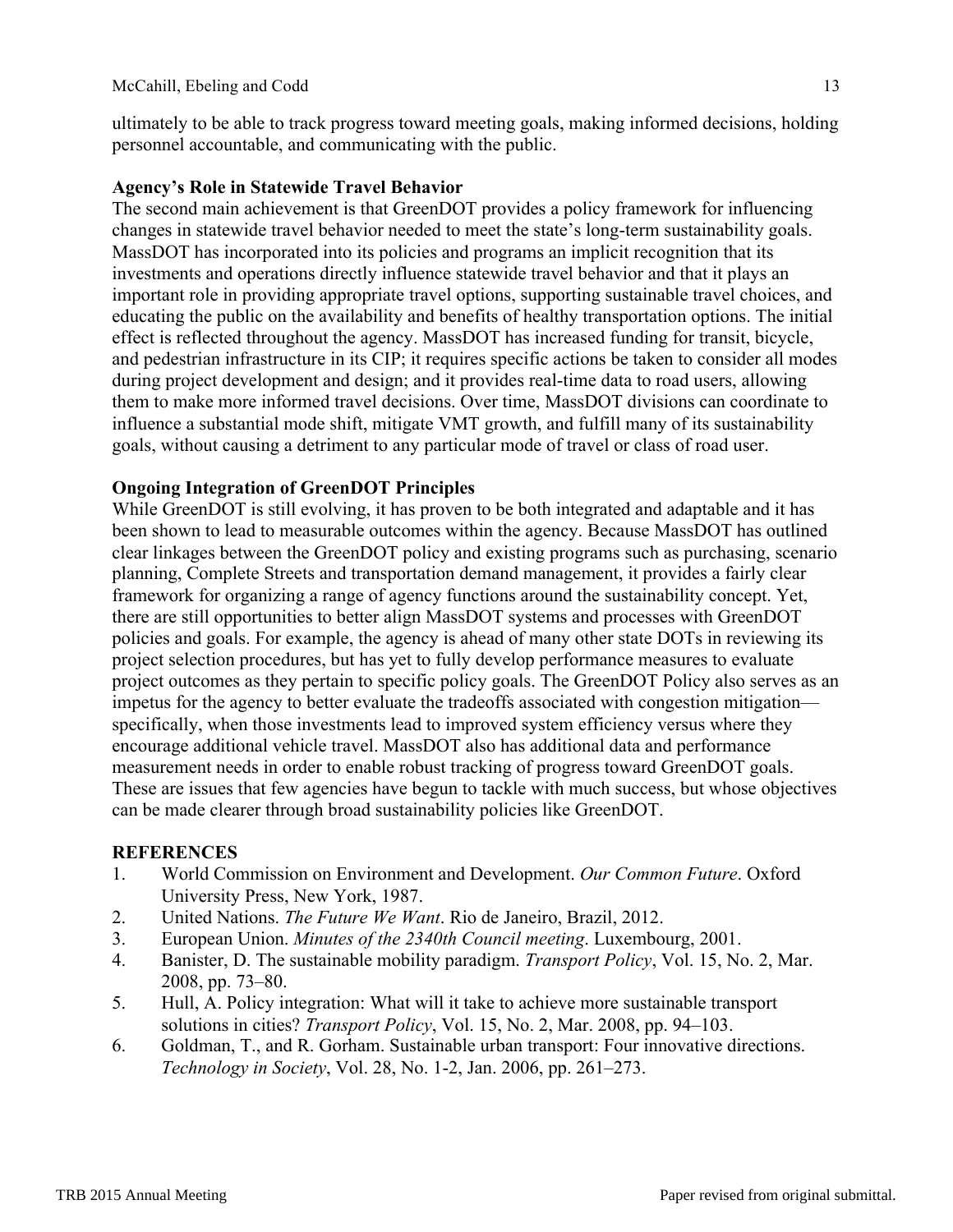ultimately to be able to track progress toward meeting goals, making informed decisions, holding personnel accountable, and communicating with the public.

**Agency's Role in Statewide Travel Behavior**

The second main achievement is that GreenDOT provides a policy framework for influencing changes in statewide travel behavior needed to meet the state's long-term sustainability goals. MassDOT has incorporated into its policies and programs an implicit recognition that its investments and operations directly influence statewide travel behavior and that it plays an important role in providing appropriate travel options, supporting sustainable travel choices, and educating the public on the availability and benefits of healthy transportation options. The initial effect is reflected throughout the agency. MassDOT has increased funding for transit, bicycle, and pedestrian infrastructure in its CIP; it requires specific actions be taken to consider all modes during project development and design; and it provides real-time data to road users, allowing them to make more informed travel decisions. Over time, MassDOT divisions can coordinate to influence a substantial mode shift, mitigate VMT growth, and fulfill many of its sustainability goals, without causing a detriment to any particular mode of travel or class of road user.

**Ongoing Integration of GreenDOT Principles**

While GreenDOT is still evolving, it has proven to be both integrated and adaptable and it has been shown to lead to measurable outcomes within the agency. Because MassDOT has outlined clear linkages between the GreenDOT policy and existing programs such as purchasing, scenario planning, Complete Streets and transportation demand management, it provides a fairly clear framework for organizing a range of agency functions around the sustainability concept. Yet, there are still opportunities to better align MassDOT systems and processes with GreenDOT policies and goals. For example, the agency is ahead of many other state DOTs in reviewing its project selection procedures, but has yet to fully develop performance measures to evaluate project outcomes as they pertain to specific policy goals. The GreenDOT Policy also serves as an impetus for the agency to better evaluate the tradeoffs associated with congestion mitigation—specifically, when those investments lead to improved system efficiency versus where they encourage additional vehicle travel. MassDOT also has additional data and performance measurement needs in order to enable robust tracking of progress toward GreenDOT goals. These are issues that few agencies have begun to tackle with much success, but whose objectives can be made clearer through broad sustainability policies like GreenDOT.

**REFERENCES**

1. World Commission on Environment and Development. *Our Common Future*. Oxford University Press, New York, 1987.
2. United Nations. *The Future We Want*. Rio de Janeiro, Brazil, 2012.
3. European Union. *Minutes of the 2340th Council meeting*. Luxembourg, 2001.
4. Banister, D. The sustainable mobility paradigm. *Transport Policy*, Vol. 15, No. 2, Mar. 2008, pp. 73–80.
5. Hull, A. Policy integration: What will it take to achieve more sustainable transport solutions in cities? *Transport Policy*, Vol. 15, No. 2, Mar. 2008, pp. 94–103.
6. Goldman, T., and R. Gorham. Sustainable urban transport: Four innovative directions. *Technology in Society*, Vol. 28, No. 1-2, Jan. 2006, pp. 261–273.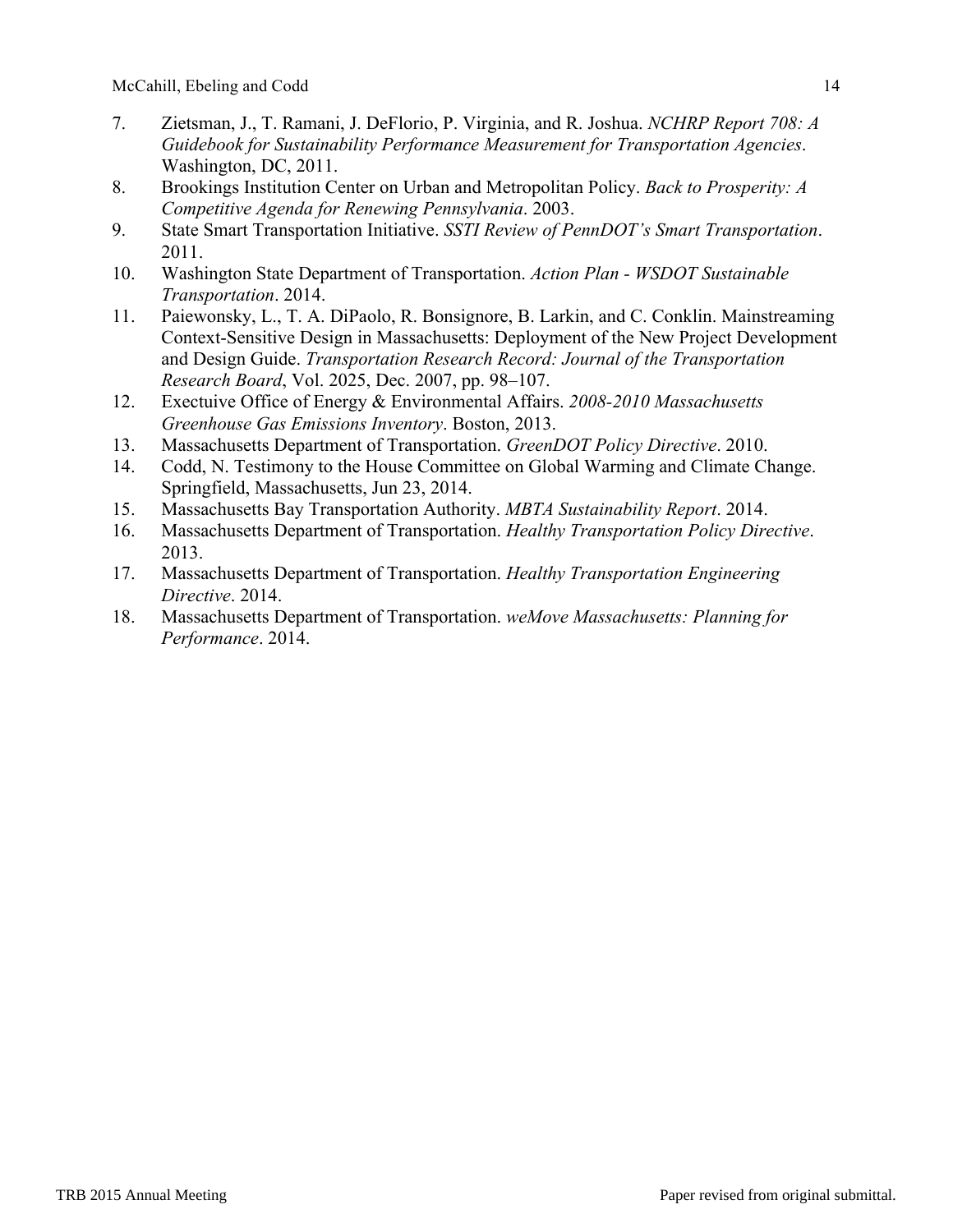7. Zietsman, J., T. Ramani, J. DeFlorio, P. Virginia, and R. Joshua. *NCHRP Report 708: A Guidebook for Sustainability Performance Measurement for Transportation Agencies*. Washington, DC, 2011.
8. Brookings Institution Center on Urban and Metropolitan Policy. *Back to Prosperity: A Competitive Agenda for Renewing Pennsylvania*. 2003.
9. State Smart Transportation Initiative. *SSTI Review of PennDOT's Smart Transportation*. 2011.
10. Washington State Department of Transportation. *Action Plan - WSDOT Sustainable Transportation*. 2014.
11. Paiewonsky, L., T. A. DiPaolo, R. Bonsignore, B. Larkin, and C. Conklin. Mainstreaming Context-Sensitive Design in Massachusetts: Deployment of the New Project Development and Design Guide. *Transportation Research Record: Journal of the Transportation Research Board*, Vol. 2025, Dec. 2007, pp. 98–107.
12. Exectuive Office of Energy & Environmental Affairs. *2008-2010 Massachusetts Greenhouse Gas Emissions Inventory*. Boston, 2013.
13. Massachusetts Department of Transportation. *GreenDOT Policy Directive*. 2010.
14. Codd, N. Testimony to the House Committee on Global Warming and Climate Change. Springfield, Massachusetts, Jun 23, 2014.
15. Massachusetts Bay Transportation Authority. *MBTA Sustainability Report*. 2014.
16. Massachusetts Department of Transportation. *Healthy Transportation Policy Directive*. 2013.
17. Massachusetts Department of Transportation. *Healthy Transportation Engineering Directive*. 2014.
18. Massachusetts Department of Transportation. *weMove Massachusetts: Planning for Performance*. 2014.